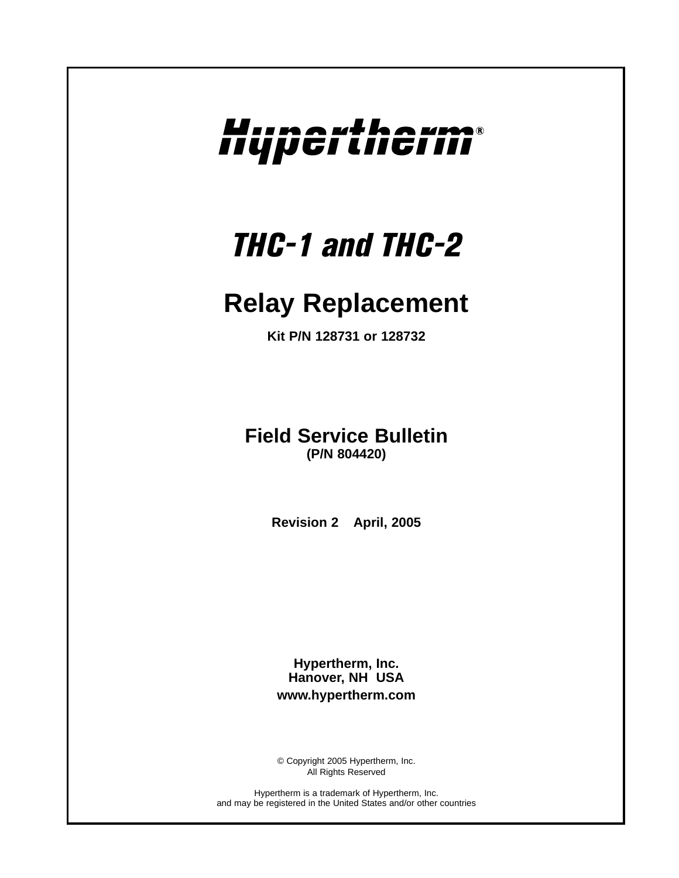# Hypertherm®

# THC-1 and THC-2

## Relay Replacement

**Kit P/N 128731 or 128732**

## Field Service Bulletin

**(P/N 804420)**

**Revision 2 April, 2005**

**Hypertherm, Inc.**
**Hanover, NH USA**
**www.hypertherm.com**

© Copyright 2005 Hypertherm, Inc.
All Rights Reserved

Hypertherm is a trademark of Hypertherm, Inc.
and may be registered in the United States and/or other countries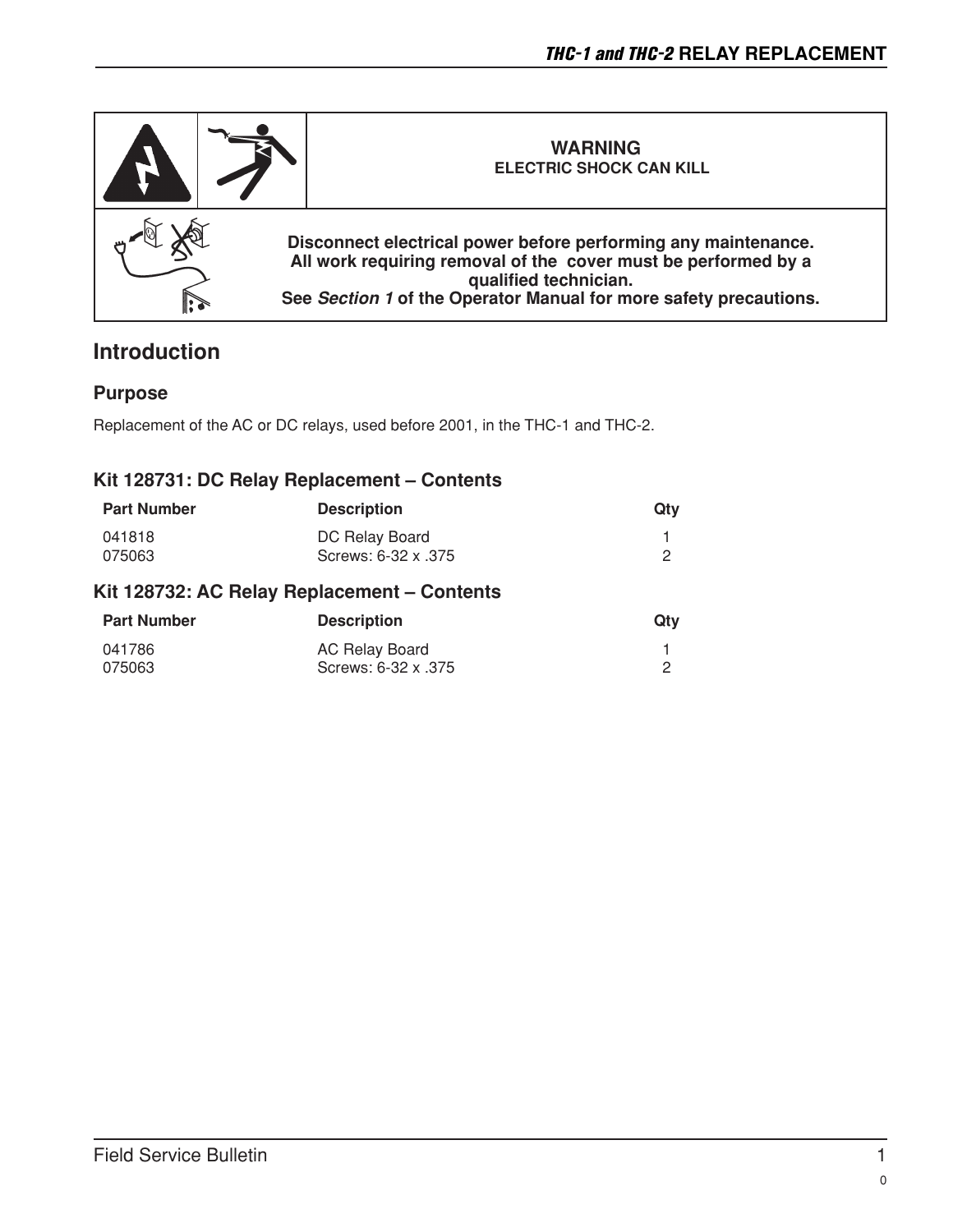| | | WARNING<br>ELECTRIC SHOCK CAN KILL |
|---|---|---|
| | | **Disconnect electrical power before performing any maintenance.**<br>**All work requiring removal of the cover must be performed by a qualified technician.**<br>**See *Section 1* of the Operator Manual for more safety precautions.** |

## Introduction

### Purpose

Replacement of the AC or DC relays, used before 2001, in the THC-1 and THC-2.

### Kit 128731: DC Relay Replacement – Contents

| Part Number | Description | Qty |
|---|---|---|
| 041818 | DC Relay Board | 1 |
| 075063 | Screws: 6-32 x .375 | 2 |

### Kit 128732: AC Relay Replacement – Contents

| Part Number | Description | Qty |
|---|---|---|
| 041786 | AC Relay Board | 1 |
| 075063 | Screws: 6-32 x .375 | 2 |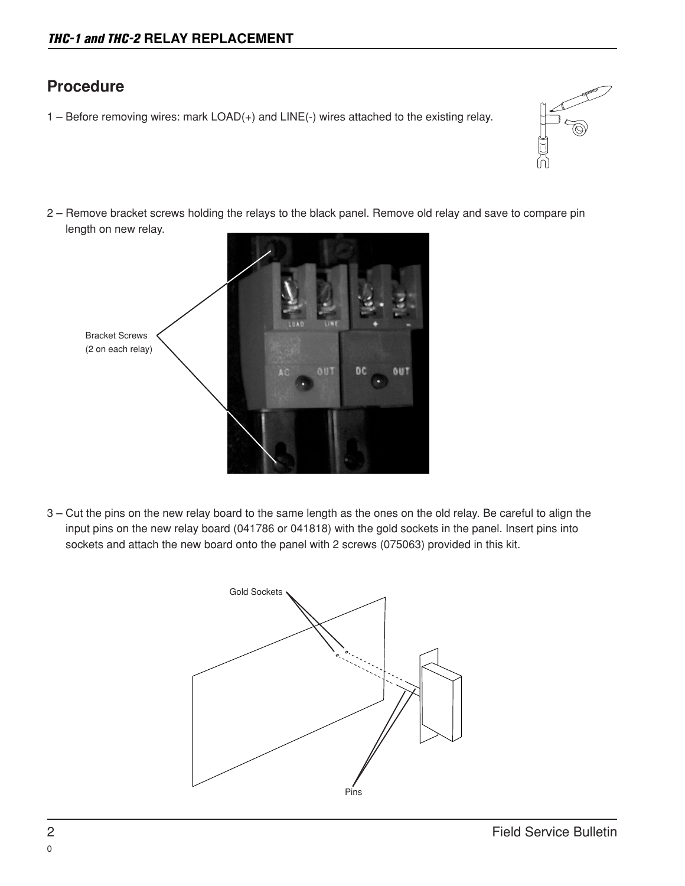## Procedure

1 – Before removing wires: mark LOAD(+) and LINE(-) wires attached to the existing relay.

2 – Remove bracket screws holding the relays to the black panel. Remove old relay and save to compare pin length on new relay.

Bracket Screws
(2 on each relay)

3 – Cut the pins on the new relay board to the same length as the ones on the old relay. Be careful to align the input pins on the new relay board (041786 or 041818) with the gold sockets in the panel. Insert pins into sockets and attach the new board onto the panel with 2 screws (075063) provided in this kit.

Gold Sockets

Pins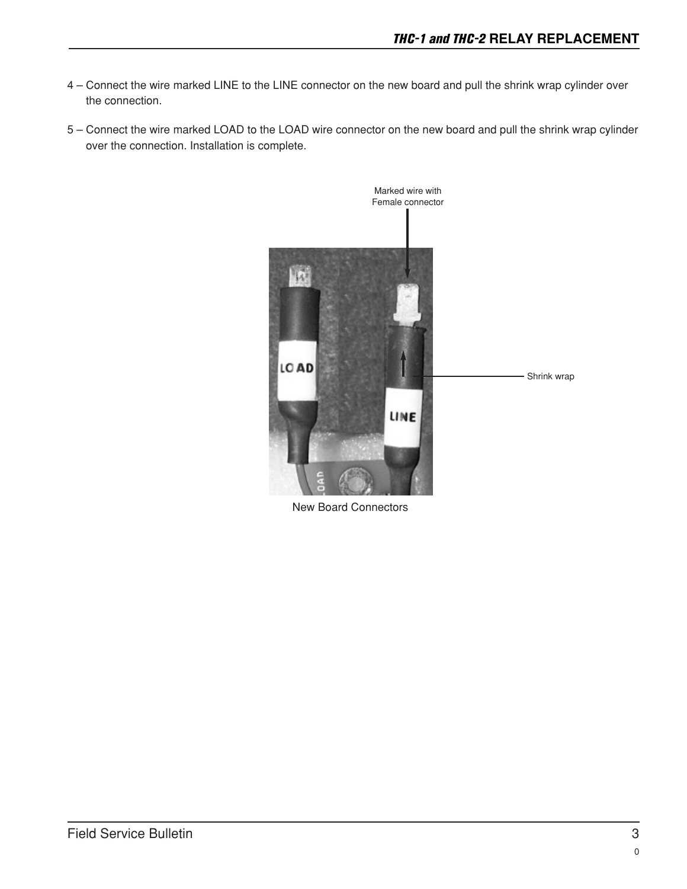4 – Connect the wire marked LINE to the LINE connector on the new board and pull the shrink wrap cylinder over the connection.

5 – Connect the wire marked LOAD to the LOAD wire connector on the new board and pull the shrink wrap cylinder over the connection. Installation is complete.

Marked wire with
Female connector

Shrink wrap

New Board Connectors